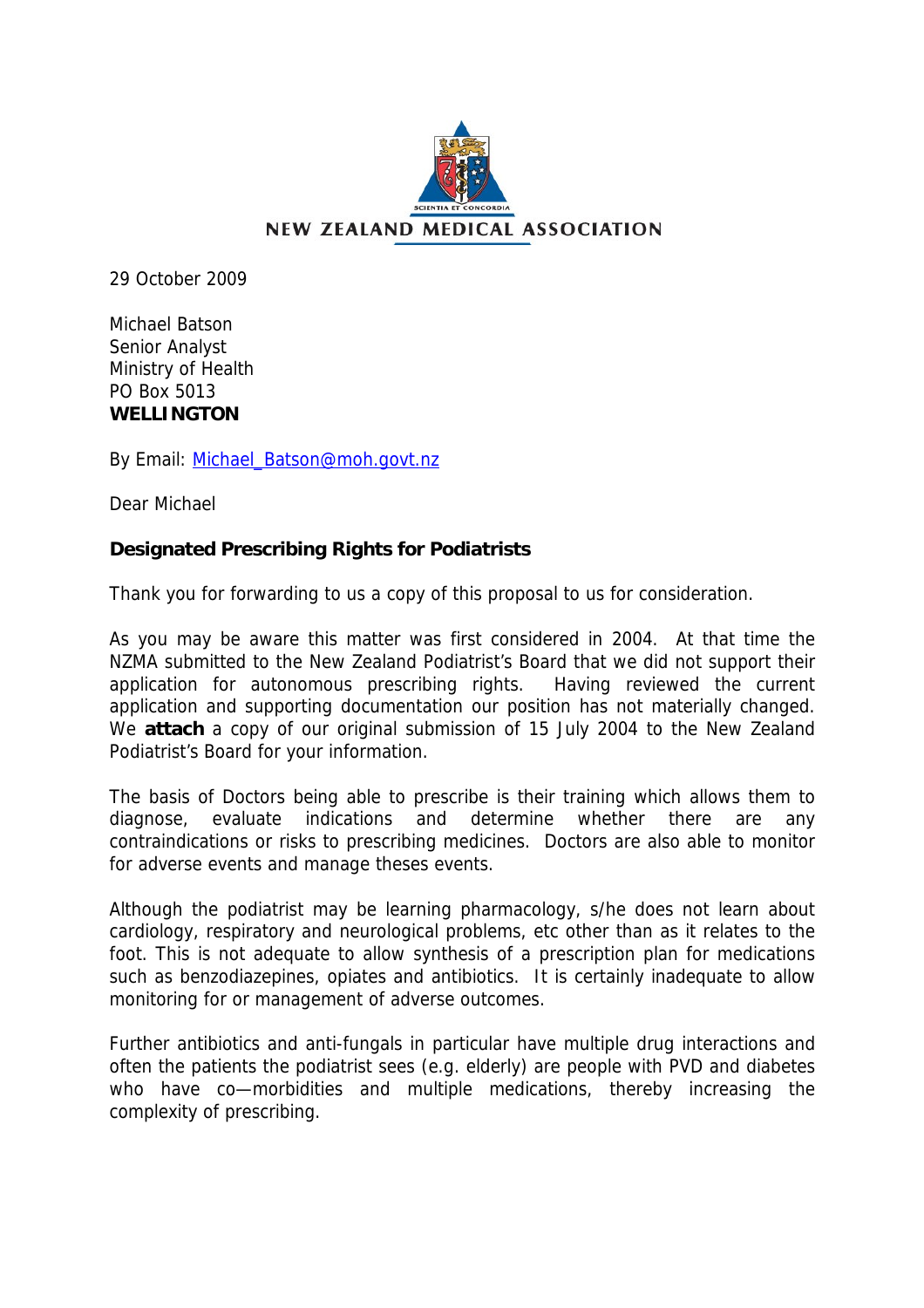NEW ZEALAND MEDICAL ASSOCIATION

29 October 2009

Michael Batson
Senior Analyst
Ministry of Health
PO Box 5013
**WELLINGTON**

By Email: Michael_Batson@moh.govt.nz

Dear Michael

**Designated Prescribing Rights for Podiatrists**

Thank you for forwarding to us a copy of this proposal to us for consideration.

As you may be aware this matter was first considered in 2004. At that time the NZMA submitted to the New Zealand Podiatrist's Board that we did not support their application for autonomous prescribing rights. Having reviewed the current application and supporting documentation our position has not materially changed. We **attach** a copy of our original submission of 15 July 2004 to the New Zealand Podiatrist's Board for your information.

The basis of Doctors being able to prescribe is their training which allows them to diagnose, evaluate indications and determine whether there are any contraindications or risks to prescribing medicines. Doctors are also able to monitor for adverse events and manage theses events.

Although the podiatrist may be learning pharmacology, s/he does not learn about cardiology, respiratory and neurological problems, etc other than as it relates to the foot. This is not adequate to allow synthesis of a prescription plan for medications such as benzodiazepines, opiates and antibiotics. It is certainly inadequate to allow monitoring for or management of adverse outcomes.

Further antibiotics and anti-fungals in particular have multiple drug interactions and often the patients the podiatrist sees (e.g. elderly) are people with PVD and diabetes who have co—morbidities and multiple medications, thereby increasing the complexity of prescribing.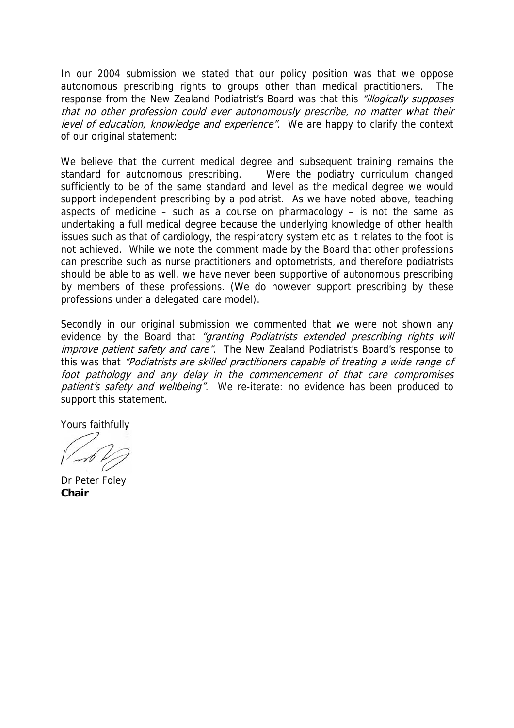In our 2004 submission we stated that our policy position was that we oppose autonomous prescribing rights to groups other than medical practitioners. The response from the New Zealand Podiatrist's Board was that this *"illogically supposes that no other profession could ever autonomously prescribe, no matter what their level of education, knowledge and experience".* We are happy to clarify the context of our original statement:

We believe that the current medical degree and subsequent training remains the standard for autonomous prescribing. Were the podiatry curriculum changed sufficiently to be of the same standard and level as the medical degree we would support independent prescribing by a podiatrist. As we have noted above, teaching aspects of medicine – such as a course on pharmacology – is not the same as undertaking a full medical degree because the underlying knowledge of other health issues such as that of cardiology, the respiratory system etc as it relates to the foot is not achieved. While we note the comment made by the Board that other professions can prescribe such as nurse practitioners and optometrists, and therefore podiatrists should be able to as well, we have never been supportive of autonomous prescribing by members of these professions. (We do however support prescribing by these professions under a delegated care model).

Secondly in our original submission we commented that we were not shown any evidence by the Board that *"granting Podiatrists extended prescribing rights will improve patient safety and care".* The New Zealand Podiatrist's Board's response to this was that *"Podiatrists are skilled practitioners capable of treating a wide range of foot pathology and any delay in the commencement of that care compromises patient's safety and wellbeing".* We re-iterate: no evidence has been produced to support this statement.

Yours faithfully

Dr Peter Foley
**Chair**